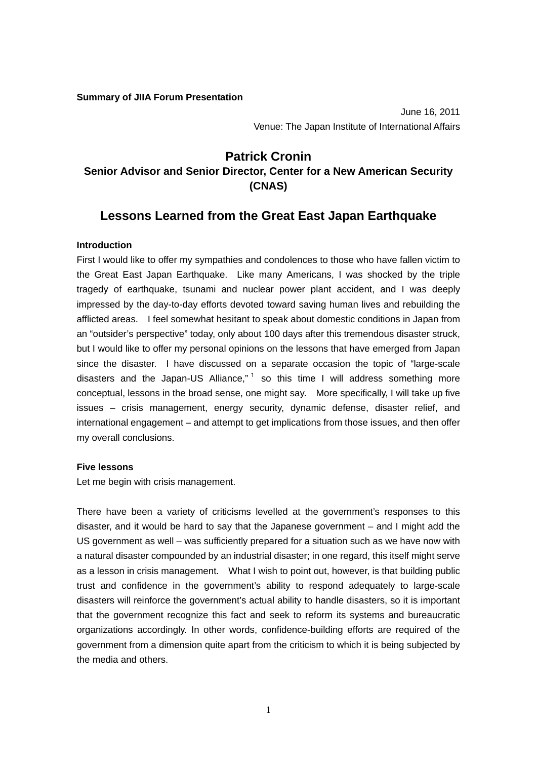**Summary of JIIA Forum Presentation**

June 16, 2011

Venue: The Japan Institute of International Affairs

## Patrick Cronin

### Senior Advisor and Senior Director, Center for a New American Security (CNAS)

# Lessons Learned from the Great East Japan Earthquake

### Introduction

First I would like to offer my sympathies and condolences to those who have fallen victim to the Great East Japan Earthquake. Like many Americans, I was shocked by the triple tragedy of earthquake, tsunami and nuclear power plant accident, and I was deeply impressed by the day-to-day efforts devoted toward saving human lives and rebuilding the afflicted areas. I feel somewhat hesitant to speak about domestic conditions in Japan from an "outsider's perspective" today, only about 100 days after this tremendous disaster struck, but I would like to offer my personal opinions on the lessons that have emerged from Japan since the disaster. I have discussed on a separate occasion the topic of "large-scale disasters and the Japan-US Alliance,"[1] so this time I will address something more conceptual, lessons in the broad sense, one might say. More specifically, I will take up five issues – crisis management, energy security, dynamic defense, disaster relief, and international engagement – and attempt to get implications from those issues, and then offer my overall conclusions.

### Five lessons

Let me begin with crisis management.

There have been a variety of criticisms levelled at the government's responses to this disaster, and it would be hard to say that the Japanese government – and I might add the US government as well – was sufficiently prepared for a situation such as we have now with a natural disaster compounded by an industrial disaster; in one regard, this itself might serve as a lesson in crisis management. What I wish to point out, however, is that building public trust and confidence in the government's ability to respond adequately to large-scale disasters will reinforce the government's actual ability to handle disasters, so it is important that the government recognize this fact and seek to reform its systems and bureaucratic organizations accordingly. In other words, confidence-building efforts are required of the government from a dimension quite apart from the criticism to which it is being subjected by the media and others.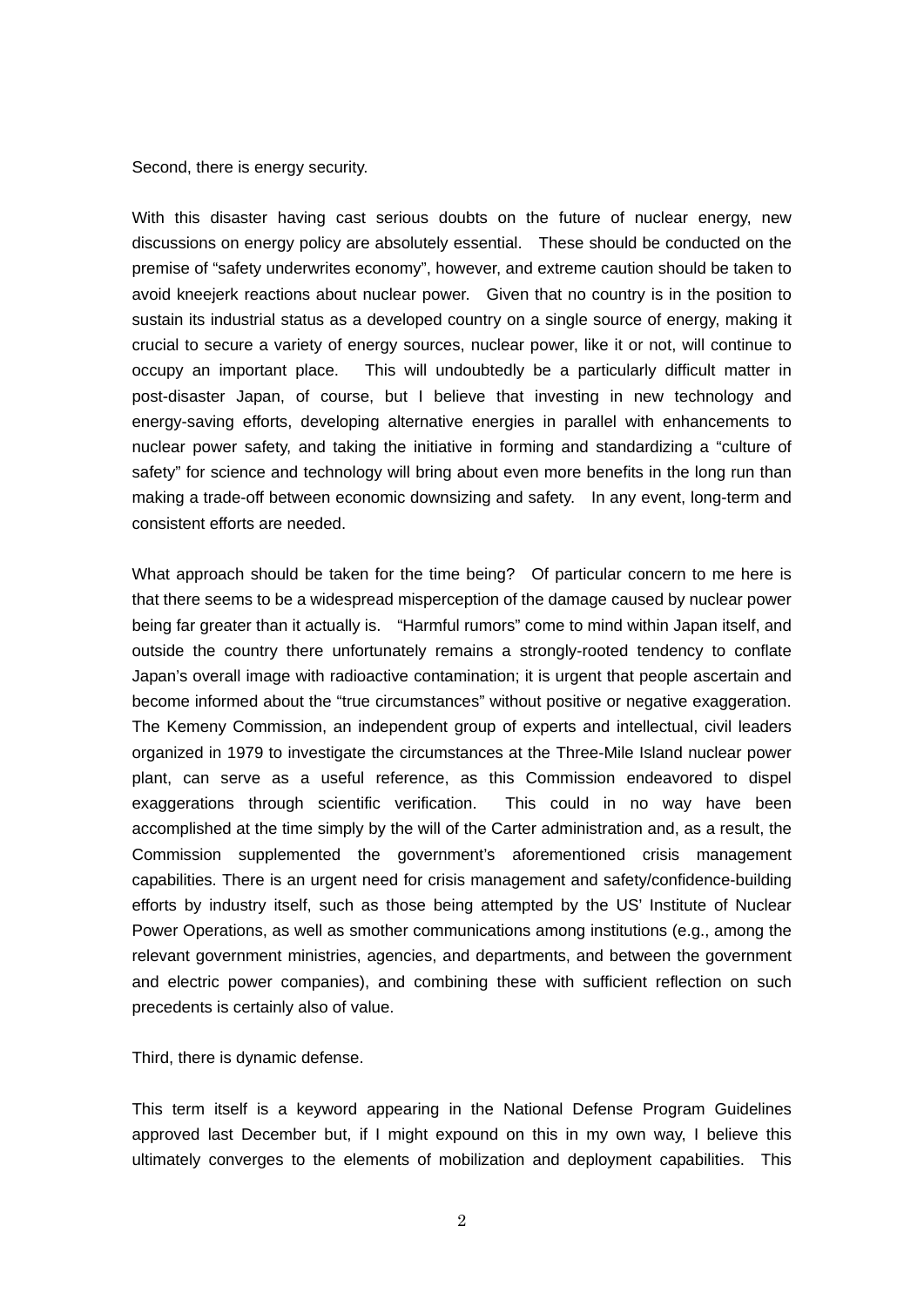Second, there is energy security.

With this disaster having cast serious doubts on the future of nuclear energy, new discussions on energy policy are absolutely essential. These should be conducted on the premise of “safety underwrites economy”, however, and extreme caution should be taken to avoid kneejerk reactions about nuclear power. Given that no country is in the position to sustain its industrial status as a developed country on a single source of energy, making it crucial to secure a variety of energy sources, nuclear power, like it or not, will continue to occupy an important place. This will undoubtedly be a particularly difficult matter in post-disaster Japan, of course, but I believe that investing in new technology and energy-saving efforts, developing alternative energies in parallel with enhancements to nuclear power safety, and taking the initiative in forming and standardizing a “culture of safety” for science and technology will bring about even more benefits in the long run than making a trade-off between economic downsizing and safety. In any event, long-term and consistent efforts are needed.

What approach should be taken for the time being? Of particular concern to me here is that there seems to be a widespread misperception of the damage caused by nuclear power being far greater than it actually is. “Harmful rumors” come to mind within Japan itself, and outside the country there unfortunately remains a strongly-rooted tendency to conflate Japan’s overall image with radioactive contamination; it is urgent that people ascertain and become informed about the “true circumstances” without positive or negative exaggeration. The Kemeny Commission, an independent group of experts and intellectual, civil leaders organized in 1979 to investigate the circumstances at the Three-Mile Island nuclear power plant, can serve as a useful reference, as this Commission endeavored to dispel exaggerations through scientific verification. This could in no way have been accomplished at the time simply by the will of the Carter administration and, as a result, the Commission supplemented the government’s aforementioned crisis management capabilities. There is an urgent need for crisis management and safety/confidence-building efforts by industry itself, such as those being attempted by the US’ Institute of Nuclear Power Operations, as well as smother communications among institutions (e.g., among the relevant government ministries, agencies, and departments, and between the government and electric power companies), and combining these with sufficient reflection on such precedents is certainly also of value.

Third, there is dynamic defense.

This term itself is a keyword appearing in the National Defense Program Guidelines approved last December but, if I might expound on this in my own way, I believe this ultimately converges to the elements of mobilization and deployment capabilities. This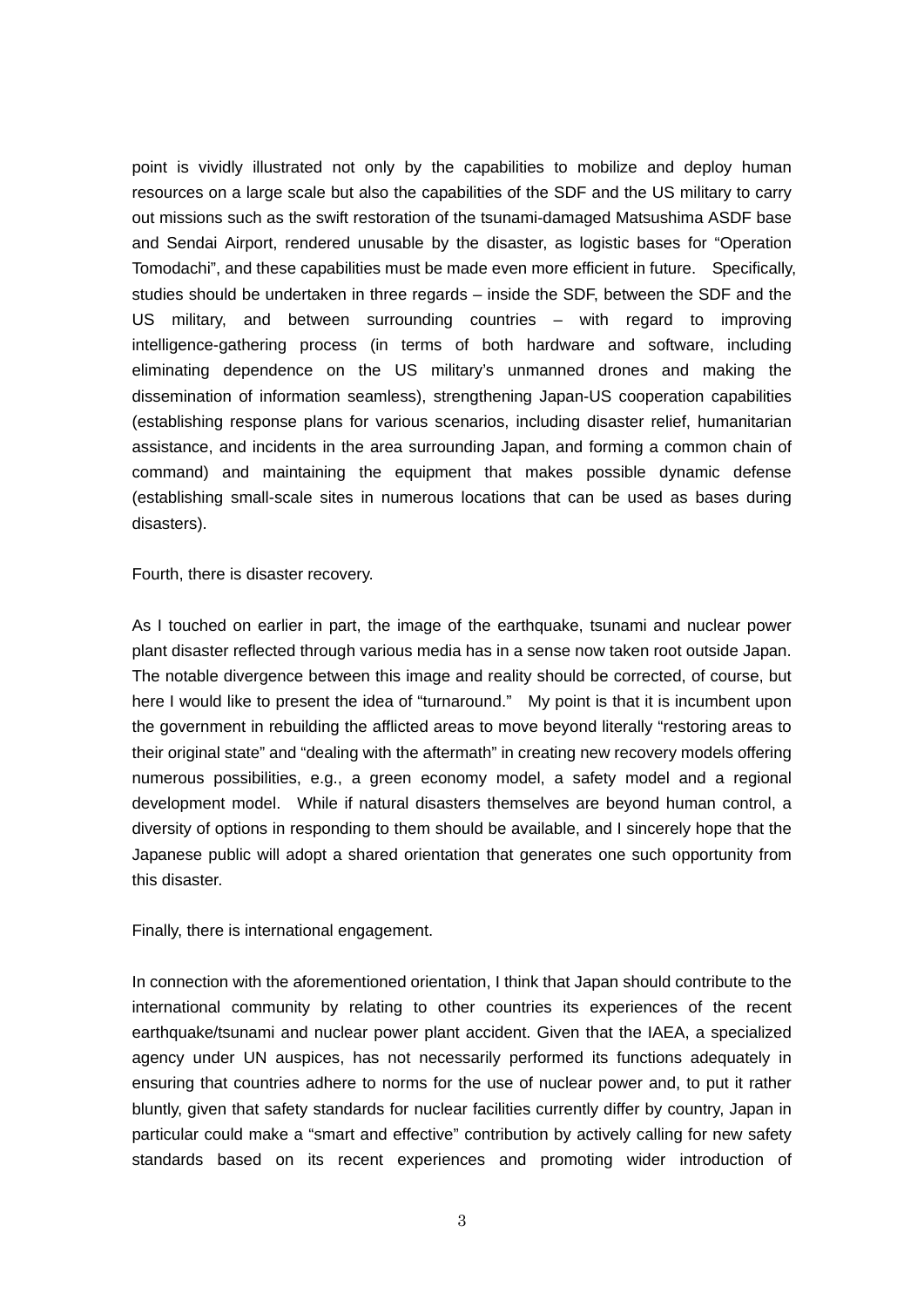point is vividly illustrated not only by the capabilities to mobilize and deploy human resources on a large scale but also the capabilities of the SDF and the US military to carry out missions such as the swift restoration of the tsunami-damaged Matsushima ASDF base and Sendai Airport, rendered unusable by the disaster, as logistic bases for "Operation Tomodachi", and these capabilities must be made even more efficient in future. Specifically, studies should be undertaken in three regards – inside the SDF, between the SDF and the US military, and between surrounding countries – with regard to improving intelligence-gathering process (in terms of both hardware and software, including eliminating dependence on the US military's unmanned drones and making the dissemination of information seamless), strengthening Japan-US cooperation capabilities (establishing response plans for various scenarios, including disaster relief, humanitarian assistance, and incidents in the area surrounding Japan, and forming a common chain of command) and maintaining the equipment that makes possible dynamic defense (establishing small-scale sites in numerous locations that can be used as bases during disasters).

Fourth, there is disaster recovery.

As I touched on earlier in part, the image of the earthquake, tsunami and nuclear power plant disaster reflected through various media has in a sense now taken root outside Japan. The notable divergence between this image and reality should be corrected, of course, but here I would like to present the idea of "turnaround." My point is that it is incumbent upon the government in rebuilding the afflicted areas to move beyond literally "restoring areas to their original state" and "dealing with the aftermath" in creating new recovery models offering numerous possibilities, e.g., a green economy model, a safety model and a regional development model. While if natural disasters themselves are beyond human control, a diversity of options in responding to them should be available, and I sincerely hope that the Japanese public will adopt a shared orientation that generates one such opportunity from this disaster.

Finally, there is international engagement.

In connection with the aforementioned orientation, I think that Japan should contribute to the international community by relating to other countries its experiences of the recent earthquake/tsunami and nuclear power plant accident. Given that the IAEA, a specialized agency under UN auspices, has not necessarily performed its functions adequately in ensuring that countries adhere to norms for the use of nuclear power and, to put it rather bluntly, given that safety standards for nuclear facilities currently differ by country, Japan in particular could make a "smart and effective" contribution by actively calling for new safety standards based on its recent experiences and promoting wider introduction of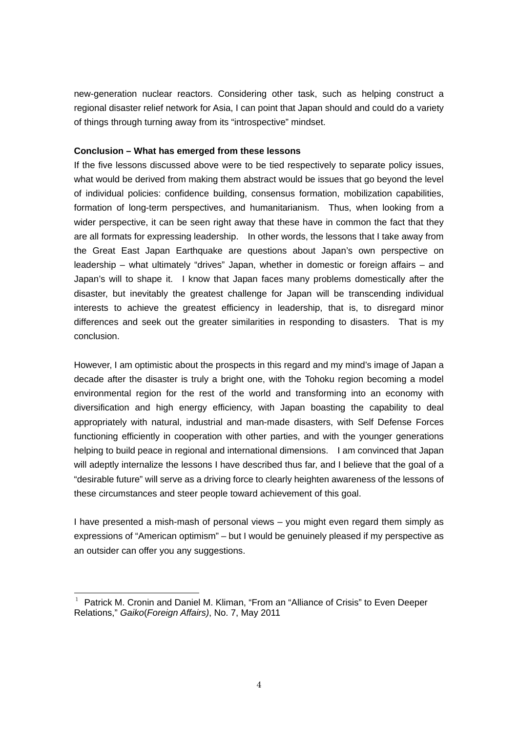new-generation nuclear reactors. Considering other task, such as helping construct a regional disaster relief network for Asia, I can point that Japan should and could do a variety of things through turning away from its "introspective" mindset.

**Conclusion – What has emerged from these lessons**

If the five lessons discussed above were to be tied respectively to separate policy issues, what would be derived from making them abstract would be issues that go beyond the level of individual policies: confidence building, consensus formation, mobilization capabilities, formation of long-term perspectives, and humanitarianism. Thus, when looking from a wider perspective, it can be seen right away that these have in common the fact that they are all formats for expressing leadership. In other words, the lessons that I take away from the Great East Japan Earthquake are questions about Japan's own perspective on leadership – what ultimately "drives" Japan, whether in domestic or foreign affairs – and Japan's will to shape it. I know that Japan faces many problems domestically after the disaster, but inevitably the greatest challenge for Japan will be transcending individual interests to achieve the greatest efficiency in leadership, that is, to disregard minor differences and seek out the greater similarities in responding to disasters. That is my conclusion.

However, I am optimistic about the prospects in this regard and my mind's image of Japan a decade after the disaster is truly a bright one, with the Tohoku region becoming a model environmental region for the rest of the world and transforming into an economy with diversification and high energy efficiency, with Japan boasting the capability to deal appropriately with natural, industrial and man-made disasters, with Self Defense Forces functioning efficiently in cooperation with other parties, and with the younger generations helping to build peace in regional and international dimensions. I am convinced that Japan will adeptly internalize the lessons I have described thus far, and I believe that the goal of a "desirable future" will serve as a driving force to clearly heighten awareness of the lessons of these circumstances and steer people toward achievement of this goal.

I have presented a mish-mash of personal views – you might even regard them simply as expressions of "American optimism" – but I would be genuinely pleased if my perspective as an outsider can offer you any suggestions.

---

[1] Patrick M. Cronin and Daniel M. Kliman, "From an "Alliance of Crisis" to Even Deeper Relations," *Gaiko*(*Foreign Affairs)*, No. 7, May 2011